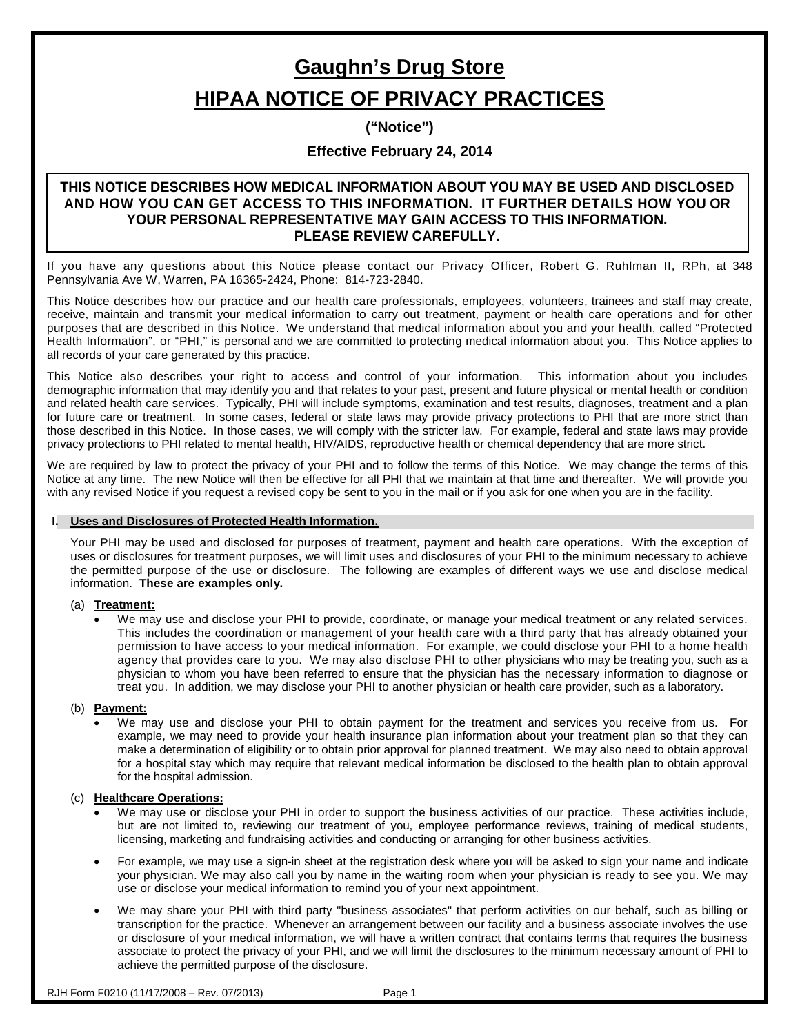# Gaughn's Drug Store

# HIPAA NOTICE OF PRIVACY PRACTICES

**("Notice")**

**Effective February 24, 2014**

**THIS NOTICE DESCRIBES HOW MEDICAL INFORMATION ABOUT YOU MAY BE USED AND DISCLOSED AND HOW YOU CAN GET ACCESS TO THIS INFORMATION. IT FURTHER DETAILS HOW YOU OR YOUR PERSONAL REPRESENTATIVE MAY GAIN ACCESS TO THIS INFORMATION. PLEASE REVIEW CAREFULLY.**

If you have any questions about this Notice please contact our Privacy Officer, Robert G. Ruhlman II, RPh, at 348 Pennsylvania Ave W, Warren, PA 16365-2424, Phone: 814-723-2840.

This Notice describes how our practice and our health care professionals, employees, volunteers, trainees and staff may create, receive, maintain and transmit your medical information to carry out treatment, payment or health care operations and for other purposes that are described in this Notice. We understand that medical information about you and your health, called "Protected Health Information", or "PHI," is personal and we are committed to protecting medical information about you. This Notice applies to all records of your care generated by this practice.

This Notice also describes your right to access and control of your information. This information about you includes demographic information that may identify you and that relates to your past, present and future physical or mental health or condition and related health care services. Typically, PHI will include symptoms, examination and test results, diagnoses, treatment and a plan for future care or treatment. In some cases, federal or state laws may provide privacy protections to PHI that are more strict than those described in this Notice. In those cases, we will comply with the stricter law. For example, federal and state laws may provide privacy protections to PHI related to mental health, HIV/AIDS, reproductive health or chemical dependency that are more strict.

We are required by law to protect the privacy of your PHI and to follow the terms of this Notice. We may change the terms of this Notice at any time. The new Notice will then be effective for all PHI that we maintain at that time and thereafter. We will provide you with any revised Notice if you request a revised copy be sent to you in the mail or if you ask for one when you are in the facility.

## I. Uses and Disclosures of Protected Health Information.

Your PHI may be used and disclosed for purposes of treatment, payment and health care operations. With the exception of uses or disclosures for treatment purposes, we will limit uses and disclosures of your PHI to the minimum necessary to achieve the permitted purpose of the use or disclosure. The following are examples of different ways we use and disclose medical information. **These are examples only.**

(a) **Treatment:**

- We may use and disclose your PHI to provide, coordinate, or manage your medical treatment or any related services. This includes the coordination or management of your health care with a third party that has already obtained your permission to have access to your medical information. For example, we could disclose your PHI to a home health agency that provides care to you. We may also disclose PHI to other physicians who may be treating you, such as a physician to whom you have been referred to ensure that the physician has the necessary information to diagnose or treat you. In addition, we may disclose your PHI to another physician or health care provider, such as a laboratory.

(b) **Payment:**

- We may use and disclose your PHI to obtain payment for the treatment and services you receive from us. For example, we may need to provide your health insurance plan information about your treatment plan so that they can make a determination of eligibility or to obtain prior approval for planned treatment. We may also need to obtain approval for a hospital stay which may require that relevant medical information be disclosed to the health plan to obtain approval for the hospital admission.

(c) **Healthcare Operations:**

- We may use or disclose your PHI in order to support the business activities of our practice. These activities include, but are not limited to, reviewing our treatment of you, employee performance reviews, training of medical students, licensing, marketing and fundraising activities and conducting or arranging for other business activities.
- For example, we may use a sign-in sheet at the registration desk where you will be asked to sign your name and indicate your physician. We may also call you by name in the waiting room when your physician is ready to see you. We may use or disclose your medical information to remind you of your next appointment.
- We may share your PHI with third party "business associates" that perform activities on our behalf, such as billing or transcription for the practice. Whenever an arrangement between our facility and a business associate involves the use or disclosure of your medical information, we will have a written contract that contains terms that requires the business associate to protect the privacy of your PHI, and we will limit the disclosures to the minimum necessary amount of PHI to achieve the permitted purpose of the disclosure.

RJH Form F0210 (11/17/2008 – Rev. 07/2013)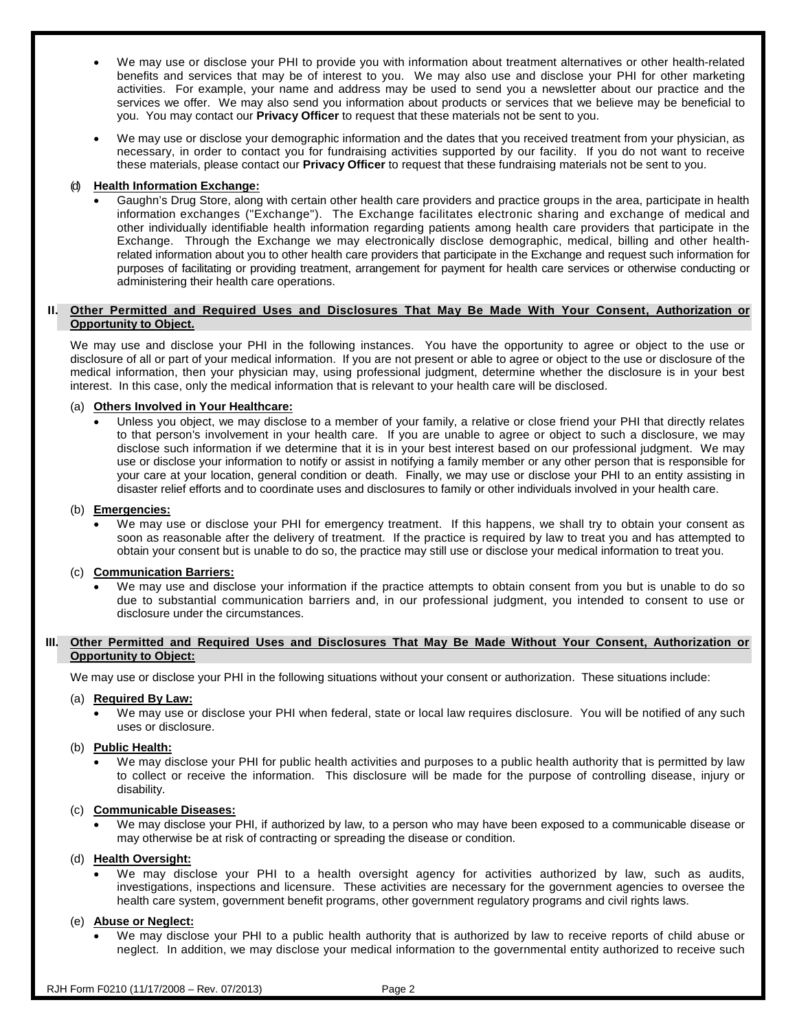- We may use or disclose your PHI to provide you with information about treatment alternatives or other health-related benefits and services that may be of interest to you. We may also use and disclose your PHI for other marketing activities. For example, your name and address may be used to send you a newsletter about our practice and the services we offer. We may also send you information about products or services that we believe may be beneficial to you. You may contact our **Privacy Officer** to request that these materials not be sent to you.

- We may use or disclose your demographic information and the dates that you received treatment from your physician, as necessary, in order to contact you for fundraising activities supported by our facility. If you do not want to receive these materials, please contact our **Privacy Officer** to request that these fundraising materials not be sent to you.

(d) **Health Information Exchange:**

- Gaughn's Drug Store, along with certain other health care providers and practice groups in the area, participate in health information exchanges ("Exchange"). The Exchange facilitates electronic sharing and exchange of medical and other individually identifiable health information regarding patients among health care providers that participate in the Exchange. Through the Exchange we may electronically disclose demographic, medical, billing and other health-related information about you to other health care providers that participate in the Exchange and request such information for purposes of facilitating or providing treatment, arrangement for payment for health care services or otherwise conducting or administering their health care operations.

## II. Other Permitted and Required Uses and Disclosures That May Be Made With Your Consent, Authorization or Opportunity to Object.

We may use and disclose your PHI in the following instances. You have the opportunity to agree or object to the use or disclosure of all or part of your medical information. If you are not present or able to agree or object to the use or disclosure of the medical information, then your physician may, using professional judgment, determine whether the disclosure is in your best interest. In this case, only the medical information that is relevant to your health care will be disclosed.

(a) **Others Involved in Your Healthcare:**

- Unless you object, we may disclose to a member of your family, a relative or close friend your PHI that directly relates to that person's involvement in your health care. If you are unable to agree or object to such a disclosure, we may disclose such information if we determine that it is in your best interest based on our professional judgment. We may use or disclose your information to notify or assist in notifying a family member or any other person that is responsible for your care at your location, general condition or death. Finally, we may use or disclose your PHI to an entity assisting in disaster relief efforts and to coordinate uses and disclosures to family or other individuals involved in your health care.

(b) **Emergencies:**

- We may use or disclose your PHI for emergency treatment. If this happens, we shall try to obtain your consent as soon as reasonable after the delivery of treatment. If the practice is required by law to treat you and has attempted to obtain your consent but is unable to do so, the practice may still use or disclose your medical information to treat you.

(c) **Communication Barriers:**

- We may use and disclose your information if the practice attempts to obtain consent from you but is unable to do so due to substantial communication barriers and, in our professional judgment, you intended to consent to use or disclosure under the circumstances.

## III. Other Permitted and Required Uses and Disclosures That May Be Made Without Your Consent, Authorization or Opportunity to Object:

We may use or disclose your PHI in the following situations without your consent or authorization. These situations include:

(a) **Required By Law:**

- We may use or disclose your PHI when federal, state or local law requires disclosure. You will be notified of any such uses or disclosure.

(b) **Public Health:**

- We may disclose your PHI for public health activities and purposes to a public health authority that is permitted by law to collect or receive the information. This disclosure will be made for the purpose of controlling disease, injury or disability.

(c) **Communicable Diseases:**

- We may disclose your PHI, if authorized by law, to a person who may have been exposed to a communicable disease or may otherwise be at risk of contracting or spreading the disease or condition.

(d) **Health Oversight:**

- We may disclose your PHI to a health oversight agency for activities authorized by law, such as audits, investigations, inspections and licensure. These activities are necessary for the government agencies to oversee the health care system, government benefit programs, other government regulatory programs and civil rights laws.

(e) **Abuse or Neglect:**

- We may disclose your PHI to a public health authority that is authorized by law to receive reports of child abuse or neglect. In addition, we may disclose your medical information to the governmental entity authorized to receive such

RJH Form F0210 (11/17/2008 – Rev. 07/2013)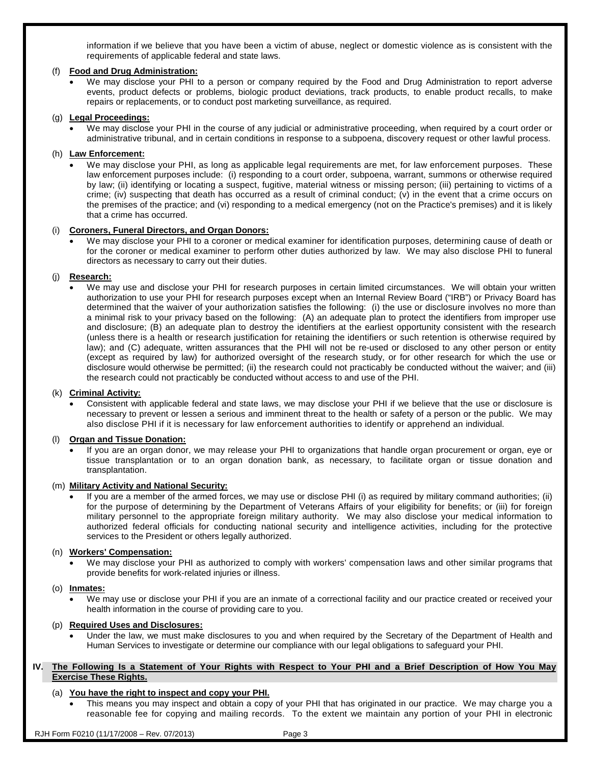information if we believe that you have been a victim of abuse, neglect or domestic violence as is consistent with the requirements of applicable federal and state laws.

(f) **Food and Drug Administration:**

- We may disclose your PHI to a person or company required by the Food and Drug Administration to report adverse events, product defects or problems, biologic product deviations, track products, to enable product recalls, to make repairs or replacements, or to conduct post marketing surveillance, as required.

(g) **Legal Proceedings:**

- We may disclose your PHI in the course of any judicial or administrative proceeding, when required by a court order or administrative tribunal, and in certain conditions in response to a subpoena, discovery request or other lawful process.

(h) **Law Enforcement:**

- We may disclose your PHI, as long as applicable legal requirements are met, for law enforcement purposes. These law enforcement purposes include: (i) responding to a court order, subpoena, warrant, summons or otherwise required by law; (ii) identifying or locating a suspect, fugitive, material witness or missing person; (iii) pertaining to victims of a crime; (iv) suspecting that death has occurred as a result of criminal conduct; (v) in the event that a crime occurs on the premises of the practice; and (vi) responding to a medical emergency (not on the Practice's premises) and it is likely that a crime has occurred.

(i) **Coroners, Funeral Directors, and Organ Donors:**

- We may disclose your PHI to a coroner or medical examiner for identification purposes, determining cause of death or for the coroner or medical examiner to perform other duties authorized by law. We may also disclose PHI to funeral directors as necessary to carry out their duties.

(j) **Research:**

- We may use and disclose your PHI for research purposes in certain limited circumstances. We will obtain your written authorization to use your PHI for research purposes except when an Internal Review Board ("IRB") or Privacy Board has determined that the waiver of your authorization satisfies the following: (i) the use or disclosure involves no more than a minimal risk to your privacy based on the following: (A) an adequate plan to protect the identifiers from improper use and disclosure; (B) an adequate plan to destroy the identifiers at the earliest opportunity consistent with the research (unless there is a health or research justification for retaining the identifiers or such retention is otherwise required by law); and (C) adequate, written assurances that the PHI will not be re-used or disclosed to any other person or entity (except as required by law) for authorized oversight of the research study, or for other research for which the use or disclosure would otherwise be permitted; (ii) the research could not practicably be conducted without the waiver; and (iii) the research could not practicably be conducted without access to and use of the PHI.

(k) **Criminal Activity:**

- Consistent with applicable federal and state laws, we may disclose your PHI if we believe that the use or disclosure is necessary to prevent or lessen a serious and imminent threat to the health or safety of a person or the public. We may also disclose PHI if it is necessary for law enforcement authorities to identify or apprehend an individual.

(l) **Organ and Tissue Donation:**

- If you are an organ donor, we may release your PHI to organizations that handle organ procurement or organ, eye or tissue transplantation or to an organ donation bank, as necessary, to facilitate organ or tissue donation and transplantation.

(m) **Military Activity and National Security:**

- If you are a member of the armed forces, we may use or disclose PHI (i) as required by military command authorities; (ii) for the purpose of determining by the Department of Veterans Affairs of your eligibility for benefits; or (iii) for foreign military personnel to the appropriate foreign military authority. We may also disclose your medical information to authorized federal officials for conducting national security and intelligence activities, including for the protective services to the President or others legally authorized.

(n) **Workers' Compensation:**

- We may disclose your PHI as authorized to comply with workers' compensation laws and other similar programs that provide benefits for work-related injuries or illness.

(o) **Inmates:**

- We may use or disclose your PHI if you are an inmate of a correctional facility and our practice created or received your health information in the course of providing care to you.

(p) **Required Uses and Disclosures:**

- Under the law, we must make disclosures to you and when required by the Secretary of the Department of Health and Human Services to investigate or determine our compliance with our legal obligations to safeguard your PHI.

## IV. The Following Is a Statement of Your Rights with Respect to Your PHI and a Brief Description of How You May Exercise These Rights.

(a) **You have the right to inspect and copy your PHI.**

- This means you may inspect and obtain a copy of your PHI that has originated in our practice. We may charge you a reasonable fee for copying and mailing records. To the extent we maintain any portion of your PHI in electronic

RJH Form F0210 (11/17/2008 – Rev. 07/2013)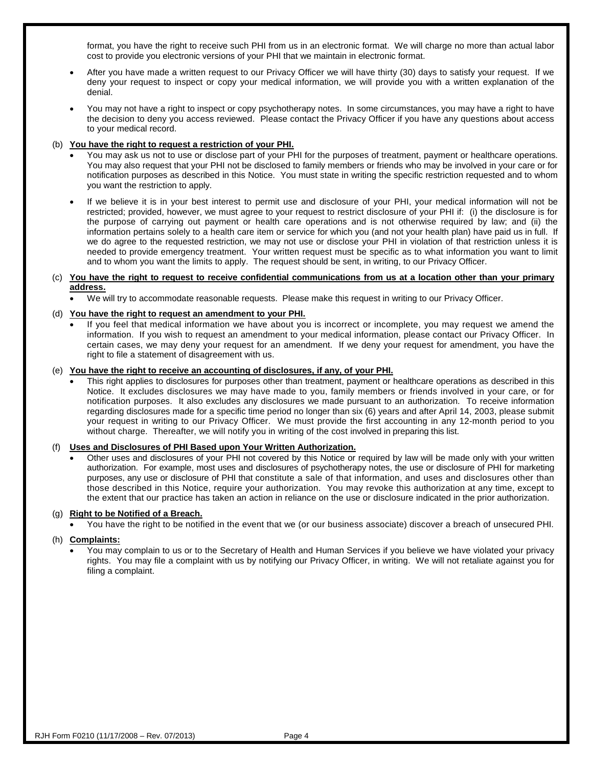format, you have the right to receive such PHI from us in an electronic format. We will charge no more than actual labor cost to provide you electronic versions of your PHI that we maintain in electronic format.

- After you have made a written request to our Privacy Officer we will have thirty (30) days to satisfy your request. If we deny your request to inspect or copy your medical information, we will provide you with a written explanation of the denial.
- You may not have a right to inspect or copy psychotherapy notes. In some circumstances, you may have a right to have the decision to deny you access reviewed. Please contact the Privacy Officer if you have any questions about access to your medical record.

(b) **<u>You have the right to request a restriction of your PHI.</u>**

- You may ask us not to use or disclose part of your PHI for the purposes of treatment, payment or healthcare operations. You may also request that your PHI not be disclosed to family members or friends who may be involved in your care or for notification purposes as described in this Notice. You must state in writing the specific restriction requested and to whom you want the restriction to apply.
- If we believe it is in your best interest to permit use and disclosure of your PHI, your medical information will not be restricted; provided, however, we must agree to your request to restrict disclosure of your PHI if: (i) the disclosure is for the purpose of carrying out payment or health care operations and is not otherwise required by law; and (ii) the information pertains solely to a health care item or service for which you (and not your health plan) have paid us in full. If we do agree to the requested restriction, we may not use or disclose your PHI in violation of that restriction unless it is needed to provide emergency treatment. Your written request must be specific as to what information you want to limit and to whom you want the limits to apply. The request should be sent, in writing, to our Privacy Officer.

(c) **<u>You have the right to request to receive confidential communications from us at a location other than your primary address.</u>**

- We will try to accommodate reasonable requests. Please make this request in writing to our Privacy Officer.

(d) **<u>You have the right to request an amendment to your PHI.</u>**

- If you feel that medical information we have about you is incorrect or incomplete, you may request we amend the information. If you wish to request an amendment to your medical information, please contact our Privacy Officer. In certain cases, we may deny your request for an amendment. If we deny your request for amendment, you have the right to file a statement of disagreement with us.

(e) **<u>You have the right to receive an accounting of disclosures, if any, of your PHI.</u>**

- This right applies to disclosures for purposes other than treatment, payment or healthcare operations as described in this Notice. It excludes disclosures we may have made to you, family members or friends involved in your care, or for notification purposes. It also excludes any disclosures we made pursuant to an authorization. To receive information regarding disclosures made for a specific time period no longer than six (6) years and after April 14, 2003, please submit your request in writing to our Privacy Officer. We must provide the first accounting in any 12-month period to you without charge. Thereafter, we will notify you in writing of the cost involved in preparing this list.

(f) **<u>Uses and Disclosures of PHI Based upon Your Written Authorization.</u>**

- Other uses and disclosures of your PHI not covered by this Notice or required by law will be made only with your written authorization. For example, most uses and disclosures of psychotherapy notes, the use or disclosure of PHI for marketing purposes, any use or disclosure of PHI that constitute a sale of that information, and uses and disclosures other than those described in this Notice, require your authorization. You may revoke this authorization at any time, except to the extent that our practice has taken an action in reliance on the use or disclosure indicated in the prior authorization.

(g) **<u>Right to be Notified of a Breach.</u>**

- You have the right to be notified in the event that we (or our business associate) discover a breach of unsecured PHI.

(h) **<u>Complaints:</u>**

- You may complain to us or to the Secretary of Health and Human Services if you believe we have violated your privacy rights. You may file a complaint with us by notifying our Privacy Officer, in writing. We will not retaliate against you for filing a complaint.

RJH Form F0210 (11/17/2008 – Rev. 07/2013)